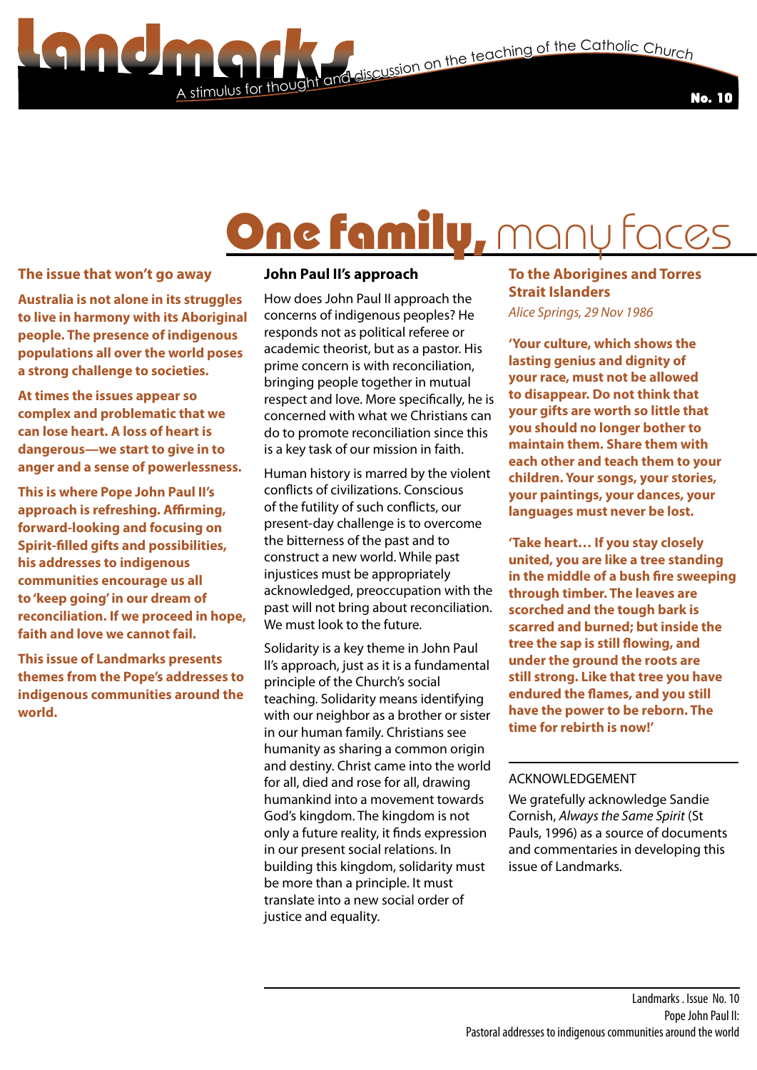# Landmarks

A stimulus for thought and discussion on the teaching of the Catholic Church

No. 10

# One family, many faces

## The issue that won't go away

**Australia is not alone in its struggles to live in harmony with its Aboriginal people. The presence of indigenous populations all over the world poses a strong challenge to societies.**

**At times the issues appear so complex and problematic that we can lose heart. A loss of heart is dangerous—we start to give in to anger and a sense of powerlessness.**

**This is where Pope John Paul II's approach is refreshing. Affirming, forward-looking and focusing on Spirit-filled gifts and possibilities, his addresses to indigenous communities encourage us all to 'keep going' in our dream of reconciliation. If we proceed in hope, faith and love we cannot fail.**

**This issue of Landmarks presents themes from the Pope's addresses to indigenous communities around the world.**

## John Paul II's approach

How does John Paul II approach the concerns of indigenous peoples? He responds not as political referee or academic theorist, but as a pastor. His prime concern is with reconciliation, bringing people together in mutual respect and love. More specifically, he is concerned with what we Christians can do to promote reconciliation since this is a key task of our mission in faith.

Human history is marred by the violent conflicts of civilizations. Conscious of the futility of such conflicts, our present-day challenge is to overcome the bitterness of the past and to construct a new world. While past injustices must be appropriately acknowledged, preoccupation with the past will not bring about reconciliation. We must look to the future.

Solidarity is a key theme in John Paul II's approach, just as it is a fundamental principle of the Church's social teaching. Solidarity means identifying with our neighbor as a brother or sister in our human family. Christians see humanity as sharing a common origin and destiny. Christ came into the world for all, died and rose for all, drawing humankind into a movement towards God's kingdom. The kingdom is not only a future reality, it finds expression in our present social relations. In building this kingdom, solidarity must be more than a principle. It must translate into a new social order of justice and equality.

## To the Aborigines and Torres Strait Islanders

*Alice Springs, 29 Nov 1986*

**'Your culture, which shows the lasting genius and dignity of your race, must not be allowed to disappear. Do not think that your gifts are worth so little that you should no longer bother to maintain them. Share them with each other and teach them to your children. Your songs, your stories, your paintings, your dances, your languages must never be lost.**

**'Take heart… If you stay closely united, you are like a tree standing in the middle of a bush fire sweeping through timber. The leaves are scorched and the tough bark is scarred and burned; but inside the tree the sap is still flowing, and under the ground the roots are still strong. Like that tree you have endured the flames, and you still have the power to be reborn. The time for rebirth is now!'**

ACKNOWLEDGEMENT

We gratefully acknowledge Sandie Cornish, *Always the Same Spirit* (St Pauls, 1996) as a source of documents and commentaries in developing this issue of Landmarks.

Landmarks . Issue No. 10
Pope John Paul II:
Pastoral addresses to indigenous communities around the world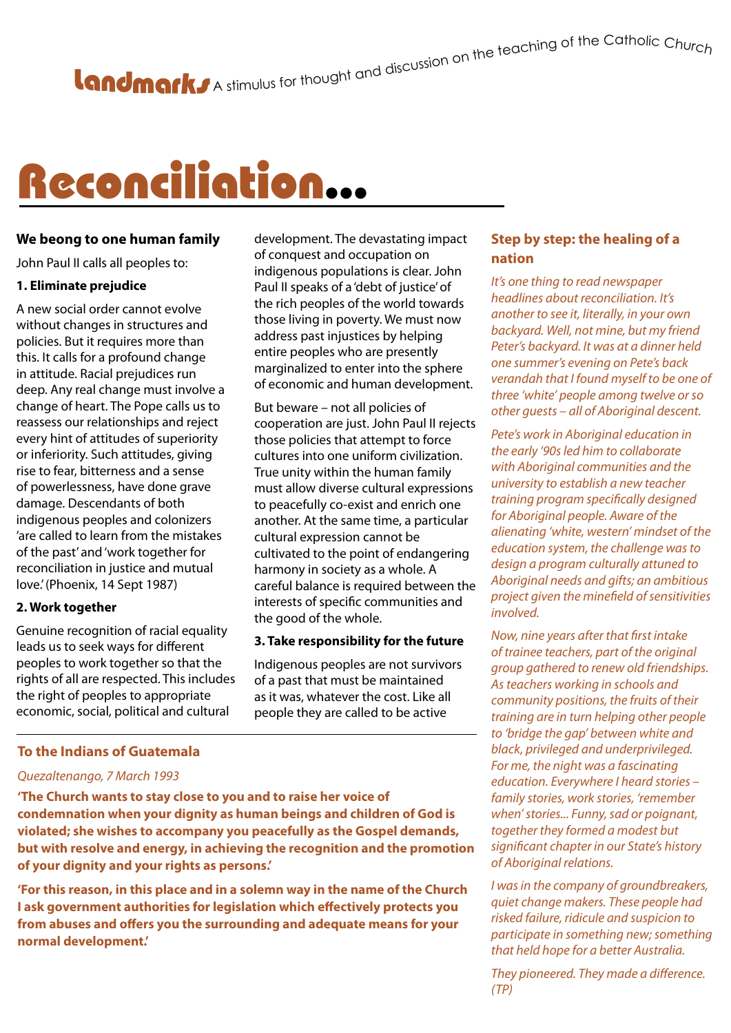**Landmarks** A stimulus for thought and discussion on the teaching of the Catholic Church

# Reconciliation...

### We beong to one human family

John Paul II calls all peoples to:

**1. Eliminate prejudice**

A new social order cannot evolve without changes in structures and policies. But it requires more than this. It calls for a profound change in attitude. Racial prejudices run deep. Any real change must involve a change of heart. The Pope calls us to reassess our relationships and reject every hint of attitudes of superiority or inferiority. Such attitudes, giving rise to fear, bitterness and a sense of powerlessness, have done grave damage. Descendants of both indigenous peoples and colonizers 'are called to learn from the mistakes of the past' and 'work together for reconciliation in justice and mutual love.' (Phoenix, 14 Sept 1987)

**2. Work together**

Genuine recognition of racial equality leads us to seek ways for different peoples to work together so that the rights of all are respected. This includes the right of peoples to appropriate economic, social, political and cultural development. The devastating impact of conquest and occupation on indigenous populations is clear. John Paul II speaks of a 'debt of justice' of the rich peoples of the world towards those living in poverty. We must now address past injustices by helping entire peoples who are presently marginalized to enter into the sphere of economic and human development.

But beware – not all policies of cooperation are just. John Paul II rejects those policies that attempt to force cultures into one uniform civilization. True unity within the human family must allow diverse cultural expressions to peacefully co-exist and enrich one another. At the same time, a particular cultural expression cannot be cultivated to the point of endangering harmony in society as a whole. A careful balance is required between the interests of specific communities and the good of the whole.

**3. Take responsibility for the future**

Indigenous peoples are not survivors of a past that must be maintained as it was, whatever the cost. Like all people they are called to be active

### To the Indians of Guatemala

*Quezaltenango, 7 March 1993*

**'The Church wants to stay close to you and to raise her voice of condemnation when your dignity as human beings and children of God is violated; she wishes to accompany you peacefully as the Gospel demands, but with resolve and energy, in achieving the recognition and the promotion of your dignity and your rights as persons.'**

**'For this reason, in this place and in a solemn way in the name of the Church I ask government authorities for legislation which effectively protects you from abuses and offers you the surrounding and adequate means for your normal development.'**

### Step by step: the healing of a nation

*It's one thing to read newspaper headlines about reconciliation. It's another to see it, literally, in your own backyard. Well, not mine, but my friend Peter's backyard. It was at a dinner held one summer's evening on Pete's back verandah that I found myself to be one of three 'white' people among twelve or so other guests – all of Aboriginal descent.*

*Pete's work in Aboriginal education in the early '90s led him to collaborate with Aboriginal communities and the university to establish a new teacher training program specifically designed for Aboriginal people. Aware of the alienating 'white, western' mindset of the education system, the challenge was to design a program culturally attuned to Aboriginal needs and gifts; an ambitious project given the minefield of sensitivities involved.*

*Now, nine years after that first intake of trainee teachers, part of the original group gathered to renew old friendships. As teachers working in schools and community positions, the fruits of their training are in turn helping other people to 'bridge the gap' between white and black, privileged and underprivileged. For me, the night was a fascinating education. Everywhere I heard stories – family stories, work stories, 'remember when' stories... Funny, sad or poignant, together they formed a modest but significant chapter in our State's history of Aboriginal relations.*

*I was in the company of groundbreakers, quiet change makers. These people had risked failure, ridicule and suspicion to participate in something new; something that held hope for a better Australia.*

*They pioneered. They made a difference. (TP)*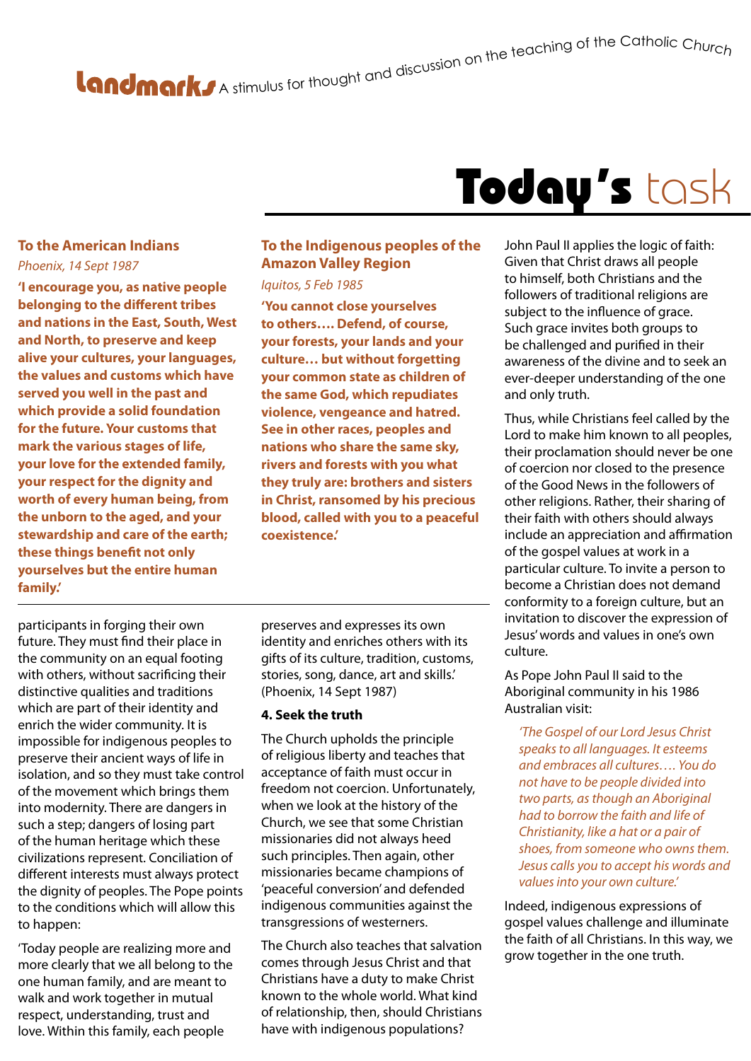# Today's task

### To the American Indians

*Phoenix, 14 Sept 1987*

**'I encourage you, as native people belonging to the different tribes and nations in the East, South, West and North, to preserve and keep alive your cultures, your languages, the values and customs which have served you well in the past and which provide a solid foundation for the future. Your customs that mark the various stages of life, your love for the extended family, your respect for the dignity and worth of every human being, from the unborn to the aged, and your stewardship and care of the earth; these things benefit not only yourselves but the entire human family.'**

### To the Indigenous peoples of the Amazon Valley Region

*Iquitos, 5 Feb 1985*

**'You cannot close yourselves to others…. Defend, of course, your forests, your lands and your culture… but without forgetting your common state as children of the same God, which repudiates violence, vengeance and hatred. See in other races, peoples and nations who share the same sky, rivers and forests with you what they truly are: brothers and sisters in Christ, ransomed by his precious blood, called with you to a peaceful coexistence.'**

participants in forging their own future. They must find their place in the community on an equal footing with others, without sacrificing their distinctive qualities and traditions which are part of their identity and enrich the wider community. It is impossible for indigenous peoples to preserve their ancient ways of life in isolation, and so they must take control of the movement which brings them into modernity. There are dangers in such a step; dangers of losing part of the human heritage which these civilizations represent. Conciliation of different interests must always protect the dignity of peoples. The Pope points to the conditions which will allow this to happen:

'Today people are realizing more and more clearly that we all belong to the one human family, and are meant to walk and work together in mutual respect, understanding, trust and love. Within this family, each people preserves and expresses its own identity and enriches others with its gifts of its culture, tradition, customs, stories, song, dance, art and skills.' (Phoenix, 14 Sept 1987)

### 4. Seek the truth

The Church upholds the principle of religious liberty and teaches that acceptance of faith must occur in freedom not coercion. Unfortunately, when we look at the history of the Church, we see that some Christian missionaries did not always heed such principles. Then again, other missionaries became champions of 'peaceful conversion' and defended indigenous communities against the transgressions of westerners.

The Church also teaches that salvation comes through Jesus Christ and that Christians have a duty to make Christ known to the whole world. What kind of relationship, then, should Christians have with indigenous populations?

John Paul II applies the logic of faith: Given that Christ draws all people to himself, both Christians and the followers of traditional religions are subject to the influence of grace. Such grace invites both groups to be challenged and purified in their awareness of the divine and to seek an ever-deeper understanding of the one and only truth.

Thus, while Christians feel called by the Lord to make him known to all peoples, their proclamation should never be one of coercion nor closed to the presence of the Good News in the followers of other religions. Rather, their sharing of their faith with others should always include an appreciation and affirmation of the gospel values at work in a particular culture. To invite a person to become a Christian does not demand conformity to a foreign culture, but an invitation to discover the expression of Jesus' words and values in one's own culture.

As Pope John Paul II said to the Aboriginal community in his 1986 Australian visit:

> *'The Gospel of our Lord Jesus Christ speaks to all languages. It esteems and embraces all cultures…. You do not have to be people divided into two parts, as though an Aboriginal had to borrow the faith and life of Christianity, like a hat or a pair of shoes, from someone who owns them. Jesus calls you to accept his words and values into your own culture.'*

Indeed, indigenous expressions of gospel values challenge and illuminate the faith of all Christians. In this way, we grow together in the one truth.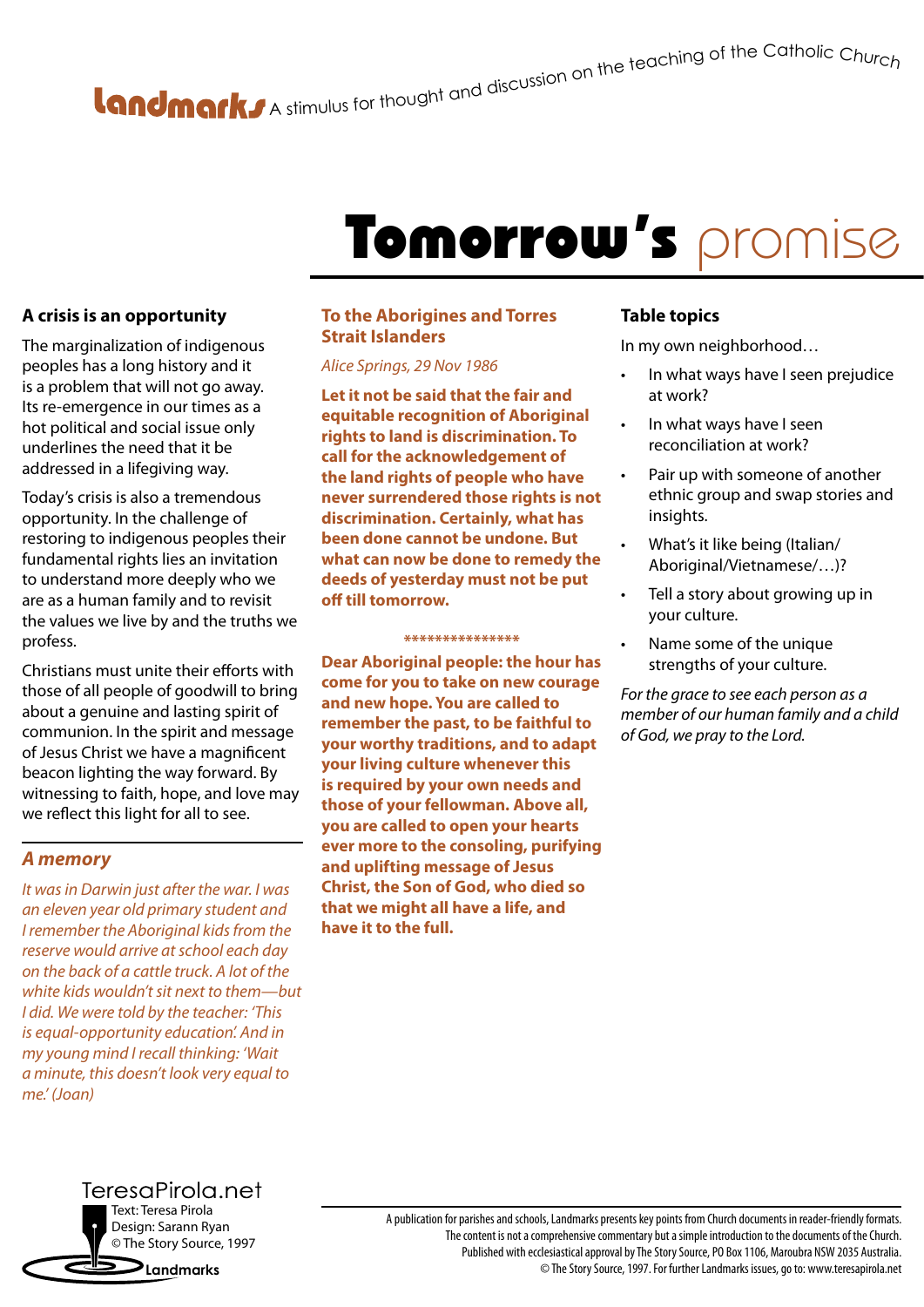Landmarks A stimulus for thought and discussion on the teaching of the Catholic Church

# Tomorrow's promise

## A crisis is an opportunity

The marginalization of indigenous peoples has a long history and it is a problem that will not go away. Its re-emergence in our times as a hot political and social issue only underlines the need that it be addressed in a lifegiving way.

Today's crisis is also a tremendous opportunity. In the challenge of restoring to indigenous peoples their fundamental rights lies an invitation to understand more deeply who we are as a human family and to revisit the values we live by and the truths we profess.

Christians must unite their efforts with those of all people of goodwill to bring about a genuine and lasting spirit of communion. In the spirit and message of Jesus Christ we have a magnificent beacon lighting the way forward. By witnessing to faith, hope, and love may we reflect this light for all to see.

## *A memory*

*It was in Darwin just after the war. I was an eleven year old primary student and I remember the Aboriginal kids from the reserve would arrive at school each day on the back of a cattle truck. A lot of the white kids wouldn't sit next to them—but I did. We were told by the teacher: 'This is equal-opportunity education.' And in my young mind I recall thinking: 'Wait a minute, this doesn't look very equal to me.' (Joan)*

## To the Aborigines and Torres Strait Islanders

*Alice Springs, 29 Nov 1986*

**Let it not be said that the fair and equitable recognition of Aboriginal rights to land is discrimination. To call for the acknowledgement of the land rights of people who have never surrendered those rights is not discrimination. Certainly, what has been done cannot be undone. But what can now be done to remedy the deeds of yesterday must not be put off till tomorrow.**

***************

**Dear Aboriginal people: the hour has come for you to take on new courage and new hope. You are called to remember the past, to be faithful to your worthy traditions, and to adapt your living culture whenever this is required by your own needs and those of your fellowman. Above all, you are called to open your hearts ever more to the consoling, purifying and uplifting message of Jesus Christ, the Son of God, who died so that we might all have a life, and have it to the full.**

## Table topics

In my own neighborhood…

- In what ways have I seen prejudice at work?
- In what ways have I seen reconciliation at work?
- Pair up with someone of another ethnic group and swap stories and insights.
- What's it like being (Italian/ Aboriginal/Vietnamese/…)?
- Tell a story about growing up in your culture.
- Name some of the unique strengths of your culture.

*For the grace to see each person as a member of our human family and a child of God, we pray to the Lord.*

TeresaPirola.net
Text: Teresa Pirola
Design: Sarann Ryan
© The Story Source, 1997
Landmarks

A publication for parishes and schools, Landmarks presents key points from Church documents in reader-friendly formats. The content is not a comprehensive commentary but a simple introduction to the documents of the Church. Published with ecclesiastical approval by The Story Source, PO Box 1106, Maroubra NSW 2035 Australia. © The Story Source, 1997. For further Landmarks issues, go to: www.teresapirola.net